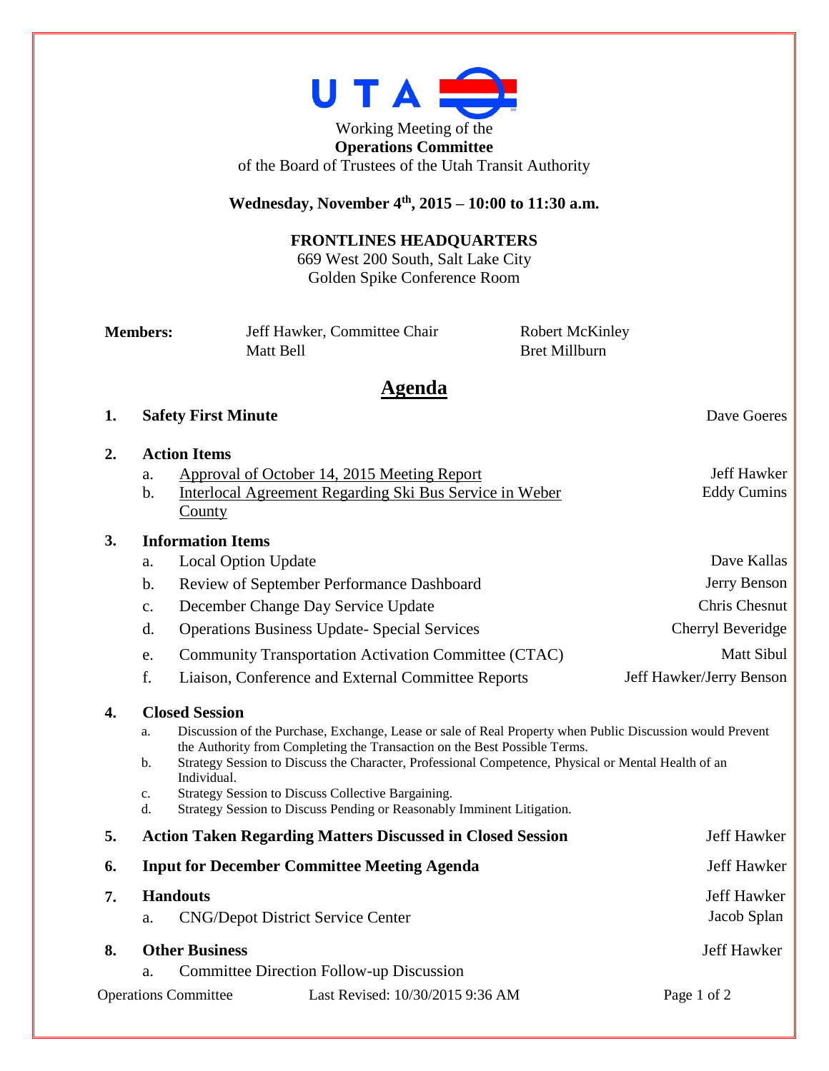UTA

Working Meeting of the
**Operations Committee**
of the Board of Trustees of the Utah Transit Authority

**Wednesday, November 4th, 2015 – 10:00 to 11:30 a.m.**

**FRONTLINES HEADQUARTERS**
669 West 200 South, Salt Lake City
Golden Spike Conference Room

**Members:** Jeff Hawker, Committee Chair; Matt Bell; Robert McKinley; Bret Millburn

## Agenda

1. **Safety First Minute** — Dave Goeres

2. **Action Items**
   a. Approval of October 14, 2015 Meeting Report — Jeff Hawker
   b. Interlocal Agreement Regarding Ski Bus Service in Weber County — Eddy Cumins

3. **Information Items**
   a. Local Option Update — Dave Kallas
   b. Review of September Performance Dashboard — Jerry Benson
   c. December Change Day Service Update — Chris Chesnut
   d. Operations Business Update- Special Services — Cherryl Beveridge
   e. Community Transportation Activation Committee (CTAC) — Matt Sibul
   f. Liaison, Conference and External Committee Reports — Jeff Hawker/Jerry Benson

4. **Closed Session**
   a. Discussion of the Purchase, Exchange, Lease or sale of Real Property when Public Discussion would Prevent the Authority from Completing the Transaction on the Best Possible Terms.
   b. Strategy Session to Discuss the Character, Professional Competence, Physical or Mental Health of an Individual.
   c. Strategy Session to Discuss Collective Bargaining.
   d. Strategy Session to Discuss Pending or Reasonably Imminent Litigation.

5. **Action Taken Regarding Matters Discussed in Closed Session** — Jeff Hawker

6. **Input for December Committee Meeting Agenda** — Jeff Hawker

7. **Handouts** — Jeff Hawker
   a. CNG/Depot District Service Center — Jacob Splan

8. **Other Business** — Jeff Hawker
   a. Committee Direction Follow-up Discussion

Operations Committee — Last Revised: 10/30/2015 9:36 AM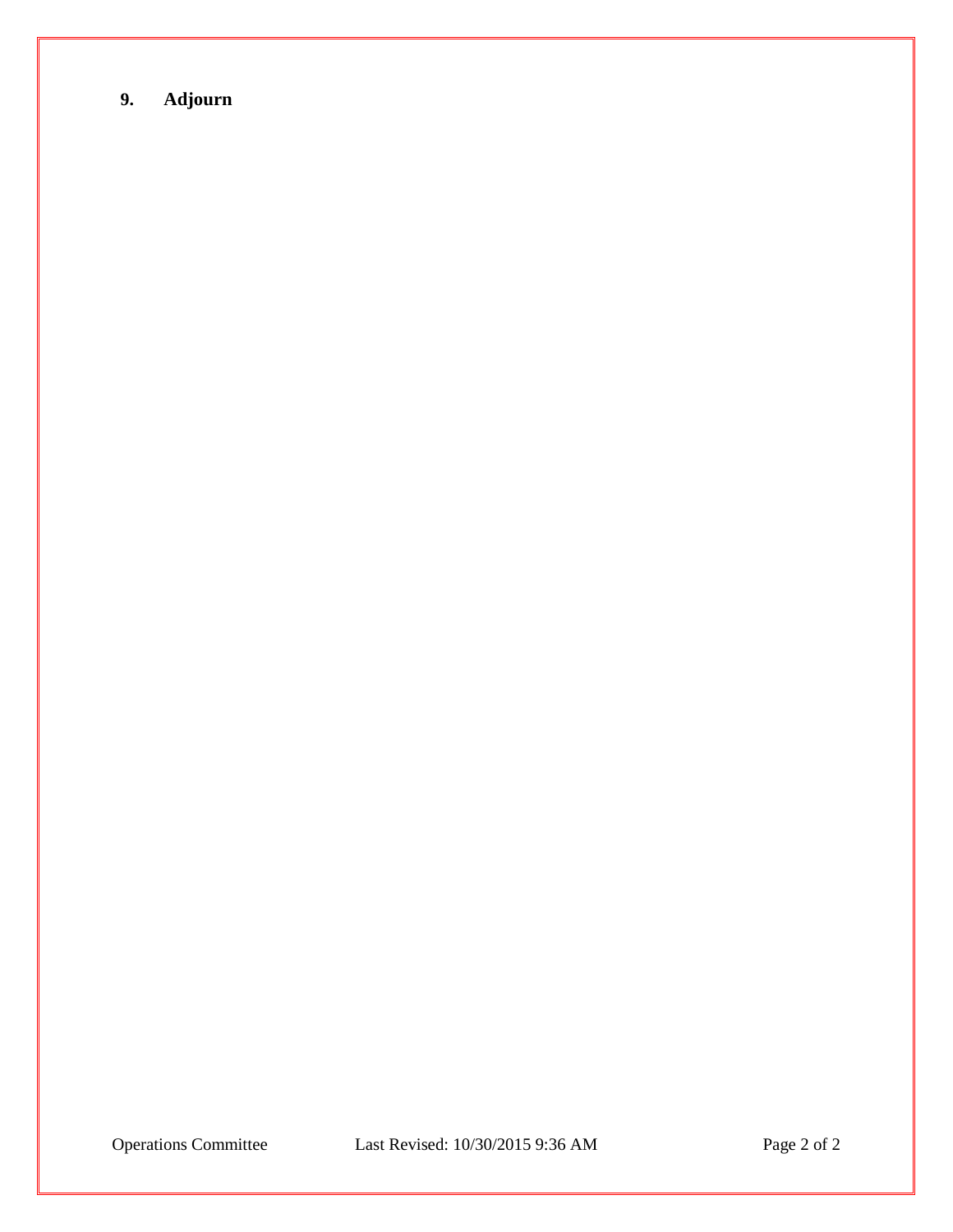**9. Adjourn**